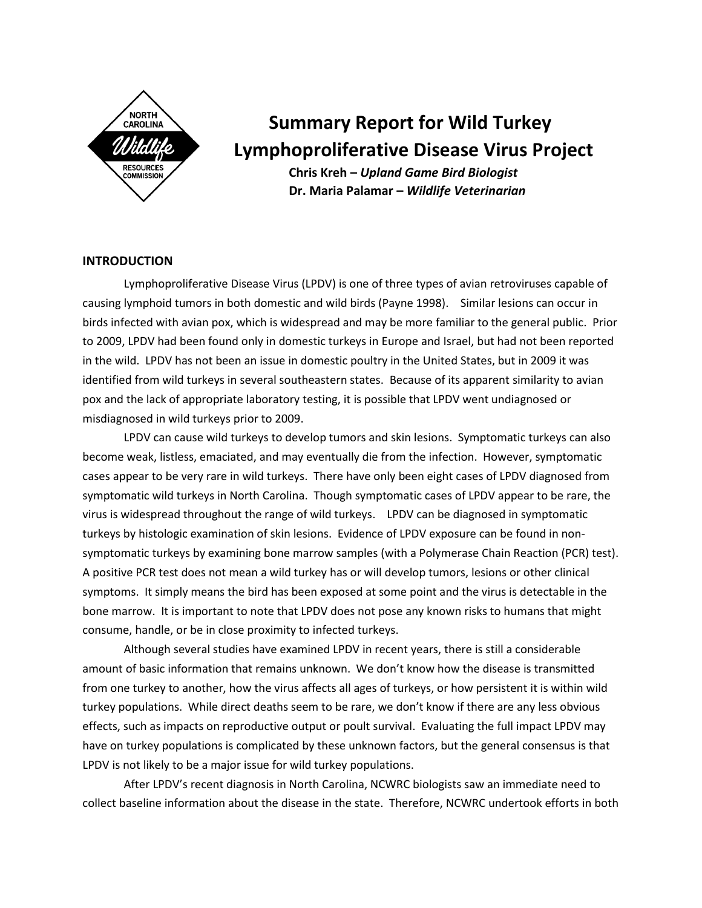# Summary Report for Wild Turkey Lymphoproliferative Disease Virus Project

**Chris Kreh –** ***Upland Game Bird Biologist***
**Dr. Maria Palamar –** ***Wildlife Veterinarian***

## INTRODUCTION

Lymphoproliferative Disease Virus (LPDV) is one of three types of avian retroviruses capable of causing lymphoid tumors in both domestic and wild birds (Payne 1998). Similar lesions can occur in birds infected with avian pox, which is widespread and may be more familiar to the general public. Prior to 2009, LPDV had been found only in domestic turkeys in Europe and Israel, but had not been reported in the wild. LPDV has not been an issue in domestic poultry in the United States, but in 2009 it was identified from wild turkeys in several southeastern states. Because of its apparent similarity to avian pox and the lack of appropriate laboratory testing, it is possible that LPDV went undiagnosed or misdiagnosed in wild turkeys prior to 2009.

LPDV can cause wild turkeys to develop tumors and skin lesions. Symptomatic turkeys can also become weak, listless, emaciated, and may eventually die from the infection. However, symptomatic cases appear to be very rare in wild turkeys. There have only been eight cases of LPDV diagnosed from symptomatic wild turkeys in North Carolina. Though symptomatic cases of LPDV appear to be rare, the virus is widespread throughout the range of wild turkeys. LPDV can be diagnosed in symptomatic turkeys by histologic examination of skin lesions. Evidence of LPDV exposure can be found in non-symptomatic turkeys by examining bone marrow samples (with a Polymerase Chain Reaction (PCR) test). A positive PCR test does not mean a wild turkey has or will develop tumors, lesions or other clinical symptoms. It simply means the bird has been exposed at some point and the virus is detectable in the bone marrow. It is important to note that LPDV does not pose any known risks to humans that might consume, handle, or be in close proximity to infected turkeys.

Although several studies have examined LPDV in recent years, there is still a considerable amount of basic information that remains unknown. We don't know how the disease is transmitted from one turkey to another, how the virus affects all ages of turkeys, or how persistent it is within wild turkey populations. While direct deaths seem to be rare, we don't know if there are any less obvious effects, such as impacts on reproductive output or poult survival. Evaluating the full impact LPDV may have on turkey populations is complicated by these unknown factors, but the general consensus is that LPDV is not likely to be a major issue for wild turkey populations.

After LPDV's recent diagnosis in North Carolina, NCWRC biologists saw an immediate need to collect baseline information about the disease in the state. Therefore, NCWRC undertook efforts in both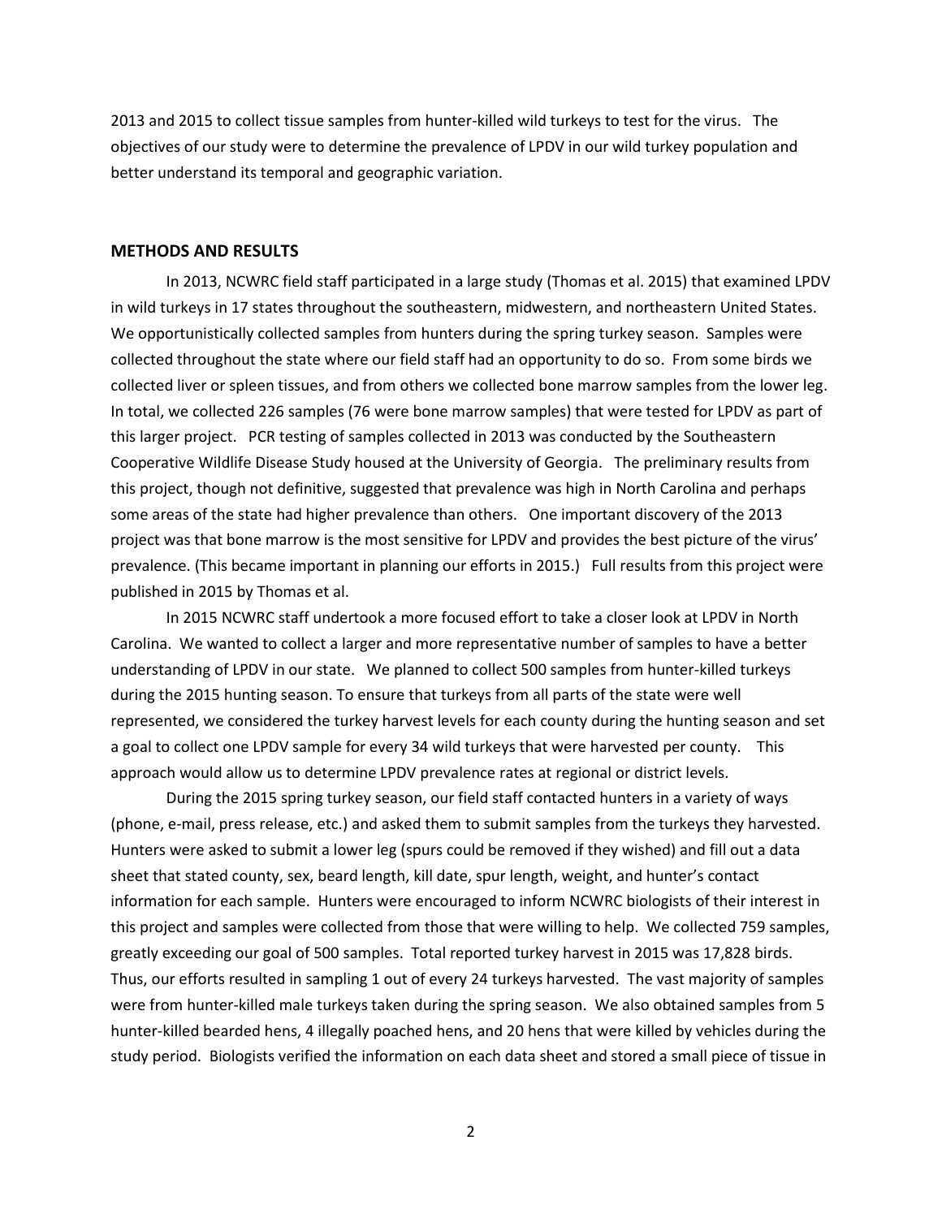2013 and 2015 to collect tissue samples from hunter-killed wild turkeys to test for the virus. The objectives of our study were to determine the prevalence of LPDV in our wild turkey population and better understand its temporal and geographic variation.

## METHODS AND RESULTS

In 2013, NCWRC field staff participated in a large study (Thomas et al. 2015) that examined LPDV in wild turkeys in 17 states throughout the southeastern, midwestern, and northeastern United States. We opportunistically collected samples from hunters during the spring turkey season. Samples were collected throughout the state where our field staff had an opportunity to do so. From some birds we collected liver or spleen tissues, and from others we collected bone marrow samples from the lower leg. In total, we collected 226 samples (76 were bone marrow samples) that were tested for LPDV as part of this larger project. PCR testing of samples collected in 2013 was conducted by the Southeastern Cooperative Wildlife Disease Study housed at the University of Georgia. The preliminary results from this project, though not definitive, suggested that prevalence was high in North Carolina and perhaps some areas of the state had higher prevalence than others. One important discovery of the 2013 project was that bone marrow is the most sensitive for LPDV and provides the best picture of the virus' prevalence. (This became important in planning our efforts in 2015.) Full results from this project were published in 2015 by Thomas et al.

In 2015 NCWRC staff undertook a more focused effort to take a closer look at LPDV in North Carolina. We wanted to collect a larger and more representative number of samples to have a better understanding of LPDV in our state. We planned to collect 500 samples from hunter-killed turkeys during the 2015 hunting season. To ensure that turkeys from all parts of the state were well represented, we considered the turkey harvest levels for each county during the hunting season and set a goal to collect one LPDV sample for every 34 wild turkeys that were harvested per county. This approach would allow us to determine LPDV prevalence rates at regional or district levels.

During the 2015 spring turkey season, our field staff contacted hunters in a variety of ways (phone, e-mail, press release, etc.) and asked them to submit samples from the turkeys they harvested. Hunters were asked to submit a lower leg (spurs could be removed if they wished) and fill out a data sheet that stated county, sex, beard length, kill date, spur length, weight, and hunter's contact information for each sample. Hunters were encouraged to inform NCWRC biologists of their interest in this project and samples were collected from those that were willing to help. We collected 759 samples, greatly exceeding our goal of 500 samples. Total reported turkey harvest in 2015 was 17,828 birds. Thus, our efforts resulted in sampling 1 out of every 24 turkeys harvested. The vast majority of samples were from hunter-killed male turkeys taken during the spring season. We also obtained samples from 5 hunter-killed bearded hens, 4 illegally poached hens, and 20 hens that were killed by vehicles during the study period. Biologists verified the information on each data sheet and stored a small piece of tissue in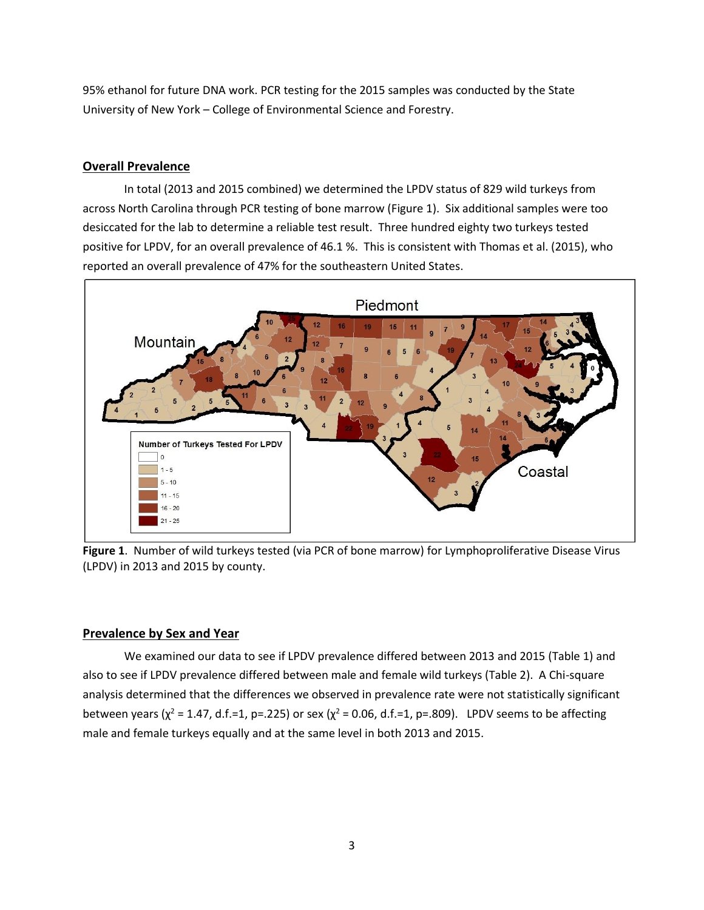95% ethanol for future DNA work. PCR testing for the 2015 samples was conducted by the State University of New York – College of Environmental Science and Forestry.

## Overall Prevalence

In total (2013 and 2015 combined) we determined the LPDV status of 829 wild turkeys from across North Carolina through PCR testing of bone marrow (Figure 1). Six additional samples were too desiccated for the lab to determine a reliable test result. Three hundred eighty two turkeys tested positive for LPDV, for an overall prevalence of 46.1 %. This is consistent with Thomas et al. (2015), who reported an overall prevalence of 47% for the southeastern United States.

**Figure 1**. Number of wild turkeys tested (via PCR of bone marrow) for Lymphoproliferative Disease Virus (LPDV) in 2013 and 2015 by county.

## Prevalence by Sex and Year

We examined our data to see if LPDV prevalence differed between 2013 and 2015 (Table 1) and also to see if LPDV prevalence differed between male and female wild turkeys (Table 2). A Chi-square analysis determined that the differences we observed in prevalence rate were not statistically significant between years ($\chi^2 = 1.47$, d.f.=1, p=.225) or sex ($\chi^2 = 0.06$, d.f.=1, p=.809). LPDV seems to be affecting male and female turkeys equally and at the same level in both 2013 and 2015.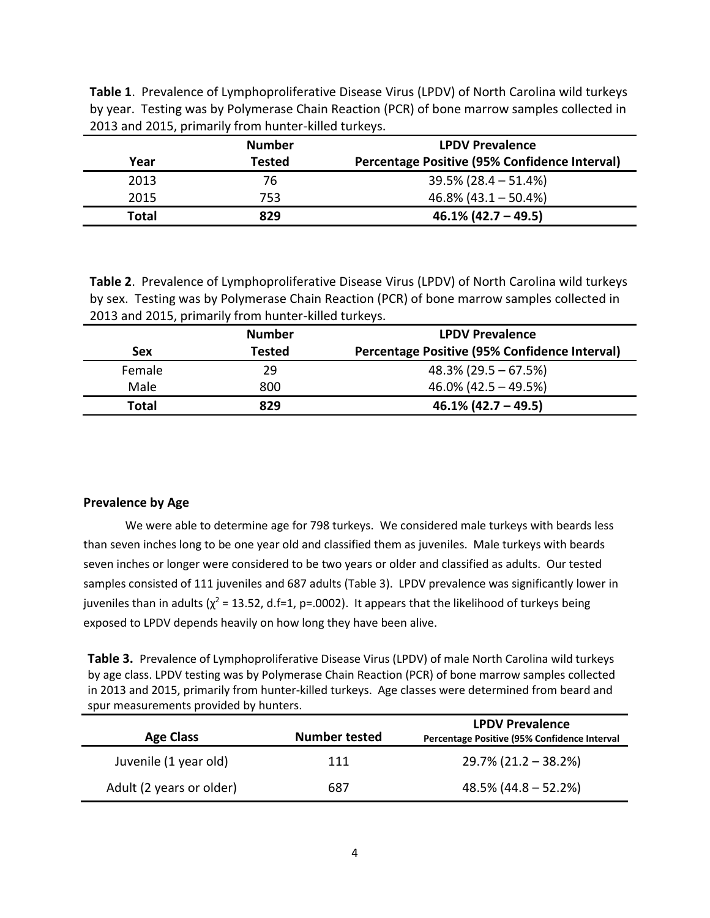**Table 1**. Prevalence of Lymphoproliferative Disease Virus (LPDV) of North Carolina wild turkeys by year. Testing was by Polymerase Chain Reaction (PCR) of bone marrow samples collected in 2013 and 2015, primarily from hunter-killed turkeys.

| Year | Number Tested | LPDV Prevalence Percentage Positive (95% Confidence Interval) |
|---|---|---|
| 2013 | 76 | 39.5% (28.4 – 51.4%) |
| 2015 | 753 | 46.8% (43.1 – 50.4%) |
| **Total** | **829** | **46.1% (42.7 – 49.5)** |

**Table 2**. Prevalence of Lymphoproliferative Disease Virus (LPDV) of North Carolina wild turkeys by sex. Testing was by Polymerase Chain Reaction (PCR) of bone marrow samples collected in 2013 and 2015, primarily from hunter-killed turkeys.

| Sex | Number Tested | LPDV Prevalence Percentage Positive (95% Confidence Interval) |
|---|---|---|
| Female | 29 | 48.3% (29.5 – 67.5%) |
| Male | 800 | 46.0% (42.5 – 49.5%) |
| **Total** | **829** | **46.1% (42.7 – 49.5)** |

**Prevalence by Age**

We were able to determine age for 798 turkeys. We considered male turkeys with beards less than seven inches long to be one year old and classified them as juveniles. Male turkeys with beards seven inches or longer were considered to be two years or older and classified as adults. Our tested samples consisted of 111 juveniles and 687 adults (Table 3). LPDV prevalence was significantly lower in juveniles than in adults ($\chi^2$ = 13.52, d.f=1, p=.0002). It appears that the likelihood of turkeys being exposed to LPDV depends heavily on how long they have been alive.

**Table 3.** Prevalence of Lymphoproliferative Disease Virus (LPDV) of male North Carolina wild turkeys by age class. LPDV testing was by Polymerase Chain Reaction (PCR) of bone marrow samples collected in 2013 and 2015, primarily from hunter-killed turkeys. Age classes were determined from beard and spur measurements provided by hunters.

| Age Class | Number tested | LPDV Prevalence Percentage Positive (95% Confidence Interval |
|---|---|---|
| Juvenile (1 year old) | 111 | 29.7% (21.2 – 38.2%) |
| Adult (2 years or older) | 687 | 48.5% (44.8 – 52.2%) |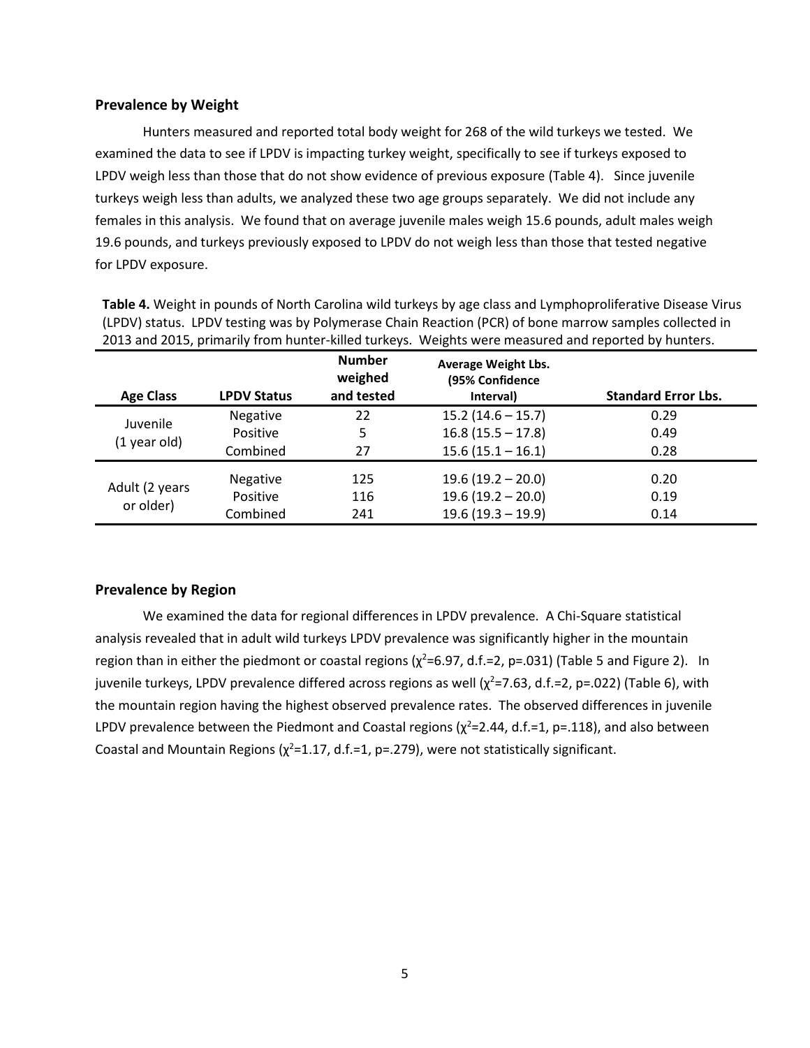## Prevalence by Weight

Hunters measured and reported total body weight for 268 of the wild turkeys we tested. We examined the data to see if LPDV is impacting turkey weight, specifically to see if turkeys exposed to LPDV weigh less than those that do not show evidence of previous exposure (Table 4). Since juvenile turkeys weigh less than adults, we analyzed these two age groups separately. We did not include any females in this analysis. We found that on average juvenile males weigh 15.6 pounds, adult males weigh 19.6 pounds, and turkeys previously exposed to LPDV do not weigh less than those that tested negative for LPDV exposure.

**Table 4.** Weight in pounds of North Carolina wild turkeys by age class and Lymphoproliferative Disease Virus (LPDV) status. LPDV testing was by Polymerase Chain Reaction (PCR) of bone marrow samples collected in 2013 and 2015, primarily from hunter-killed turkeys. Weights were measured and reported by hunters.

| Age Class | LPDV Status | Number weighed and tested | Average Weight Lbs. (95% Confidence Interval) | Standard Error Lbs. |
|---|---|---|---|---|
| Juvenile (1 year old) | Negative | 22 | 15.2 (14.6 – 15.7) | 0.29 |
| | Positive | 5 | 16.8 (15.5 – 17.8) | 0.49 |
| | Combined | 27 | 15.6 (15.1 – 16.1) | 0.28 |
| Adult (2 years or older) | Negative | 125 | 19.6 (19.2 – 20.0) | 0.20 |
| | Positive | 116 | 19.6 (19.2 – 20.0) | 0.19 |
| | Combined | 241 | 19.6 (19.3 – 19.9) | 0.14 |

## Prevalence by Region

We examined the data for regional differences in LPDV prevalence. A Chi-Square statistical analysis revealed that in adult wild turkeys LPDV prevalence was significantly higher in the mountain region than in either the piedmont or coastal regions ($\chi^2$=6.97, d.f.=2, p=.031) (Table 5 and Figure 2). In juvenile turkeys, LPDV prevalence differed across regions as well ($\chi^2$=7.63, d.f.=2, p=.022) (Table 6), with the mountain region having the highest observed prevalence rates. The observed differences in juvenile LPDV prevalence between the Piedmont and Coastal regions ($\chi^2$=2.44, d.f.=1, p=.118), and also between Coastal and Mountain Regions ($\chi^2$=1.17, d.f.=1, p=.279), were not statistically significant.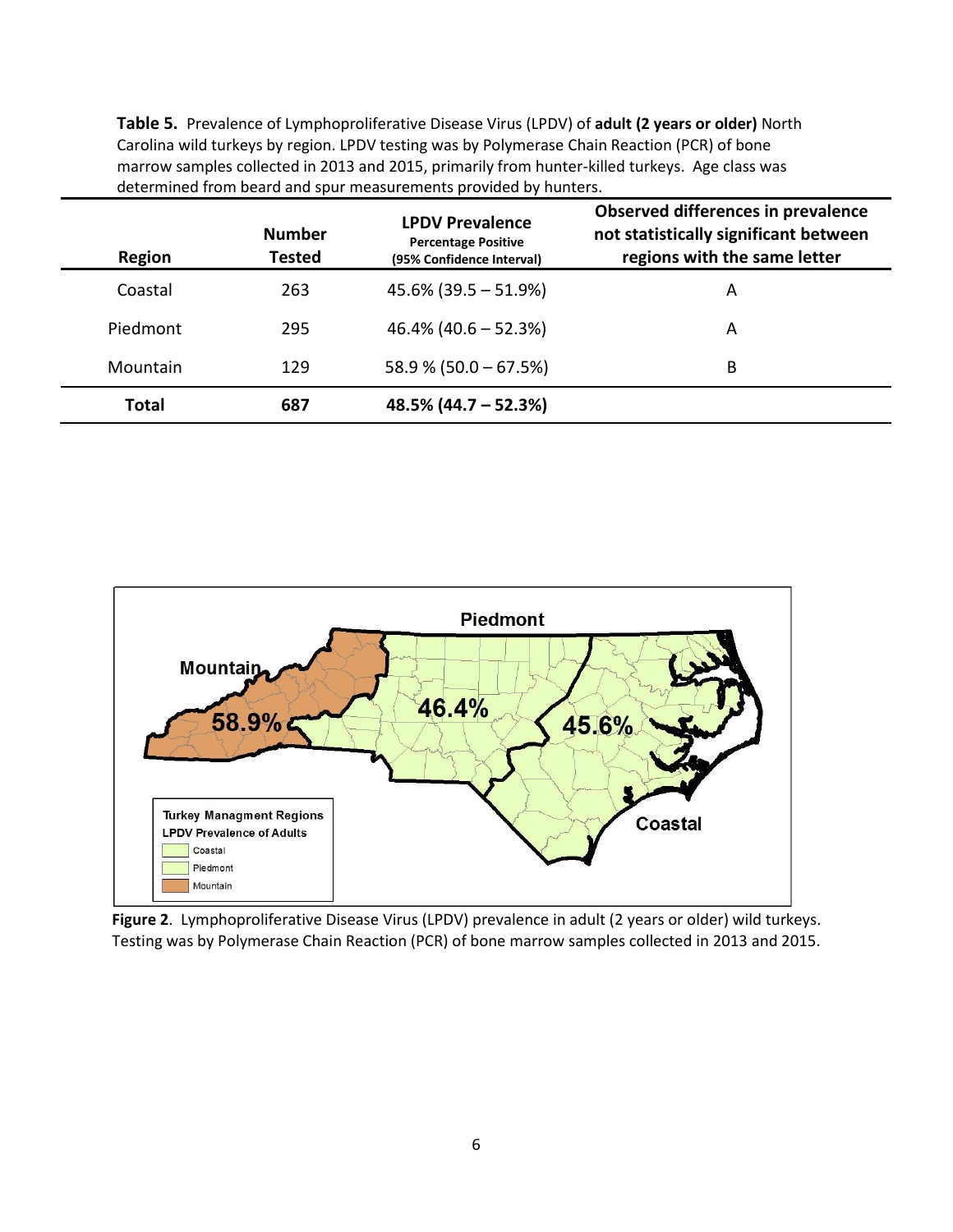**Table 5.** Prevalence of Lymphoproliferative Disease Virus (LPDV) of **adult (2 years or older)** North Carolina wild turkeys by region. LPDV testing was by Polymerase Chain Reaction (PCR) of bone marrow samples collected in 2013 and 2015, primarily from hunter-killed turkeys. Age class was determined from beard and spur measurements provided by hunters.

| Region | Number Tested | LPDV Prevalence Percentage Positive (95% Confidence Interval) | Observed differences in prevalence not statistically significant between regions with the same letter |
|---|---|---|---|
| Coastal | 263 | 45.6% (39.5 – 51.9%) | A |
| Piedmont | 295 | 46.4% (40.6 – 52.3%) | A |
| Mountain | 129 | 58.9 % (50.0 – 67.5%) | B |
| **Total** | **687** | **48.5% (44.7 – 52.3%)** | |

**Figure 2**. Lymphoproliferative Disease Virus (LPDV) prevalence in adult (2 years or older) wild turkeys. Testing was by Polymerase Chain Reaction (PCR) of bone marrow samples collected in 2013 and 2015.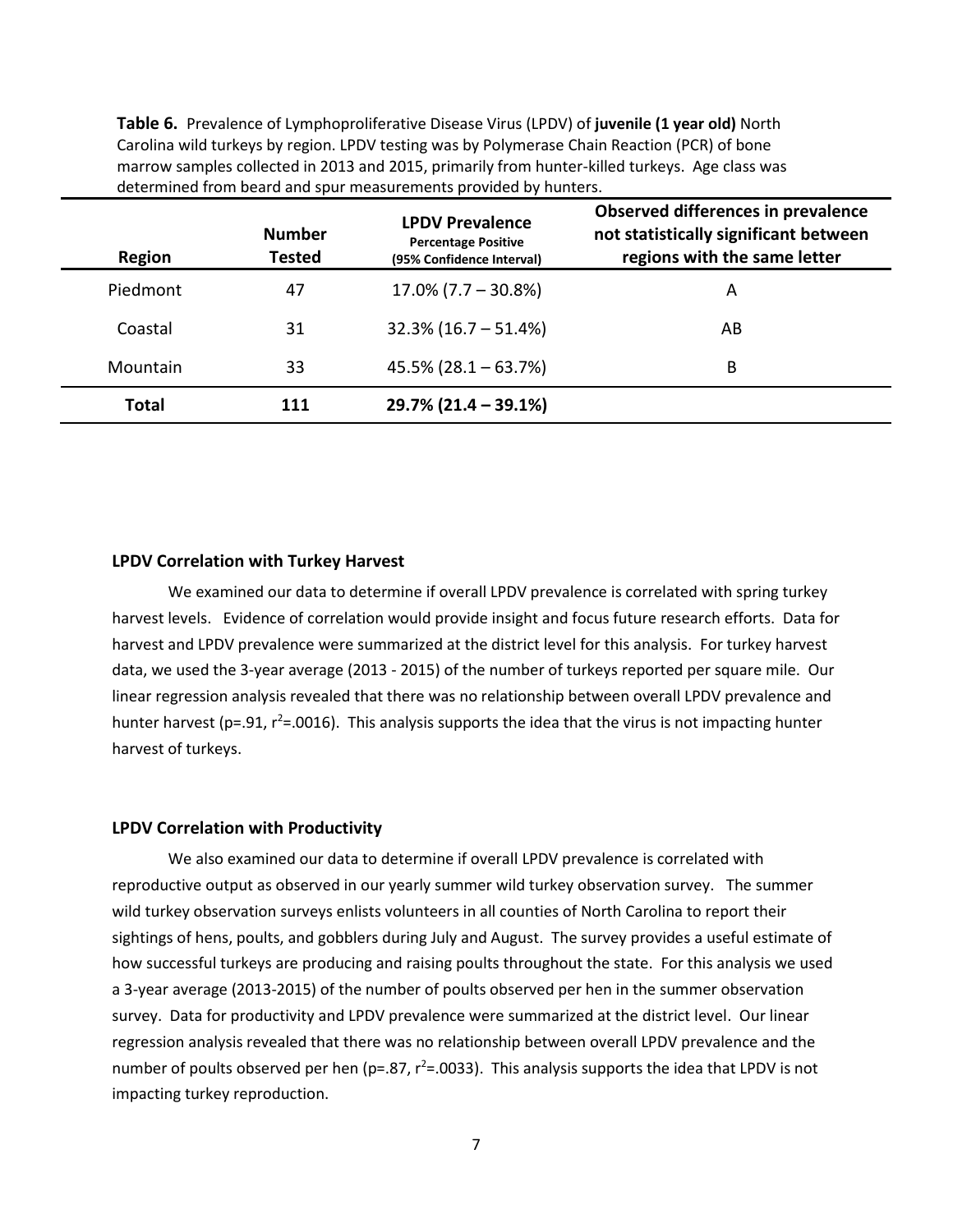**Table 6.** Prevalence of Lymphoproliferative Disease Virus (LPDV) of **juvenile (1 year old)** North Carolina wild turkeys by region. LPDV testing was by Polymerase Chain Reaction (PCR) of bone marrow samples collected in 2013 and 2015, primarily from hunter-killed turkeys. Age class was determined from beard and spur measurements provided by hunters.

| Region | Number Tested | LPDV Prevalence Percentage Positive (95% Confidence Interval) | Observed differences in prevalence not statistically significant between regions with the same letter |
|---|---|---|---|
| Piedmont | 47 | 17.0% (7.7 – 30.8%) | A |
| Coastal | 31 | 32.3% (16.7 – 51.4%) | AB |
| Mountain | 33 | 45.5% (28.1 – 63.7%) | B |
| **Total** | **111** | **29.7% (21.4 – 39.1%)** | |

## LPDV Correlation with Turkey Harvest

We examined our data to determine if overall LPDV prevalence is correlated with spring turkey harvest levels. Evidence of correlation would provide insight and focus future research efforts. Data for harvest and LPDV prevalence were summarized at the district level for this analysis. For turkey harvest data, we used the 3-year average (2013 - 2015) of the number of turkeys reported per square mile. Our linear regression analysis revealed that there was no relationship between overall LPDV prevalence and hunter harvest ($p=.91$, $r^2=.0016$). This analysis supports the idea that the virus is not impacting hunter harvest of turkeys.

## LPDV Correlation with Productivity

We also examined our data to determine if overall LPDV prevalence is correlated with reproductive output as observed in our yearly summer wild turkey observation survey. The summer wild turkey observation surveys enlists volunteers in all counties of North Carolina to report their sightings of hens, poults, and gobblers during July and August. The survey provides a useful estimate of how successful turkeys are producing and raising poults throughout the state. For this analysis we used a 3-year average (2013-2015) of the number of poults observed per hen in the summer observation survey. Data for productivity and LPDV prevalence were summarized at the district level. Our linear regression analysis revealed that there was no relationship between overall LPDV prevalence and the number of poults observed per hen ($p=.87$, $r^2=.0033$). This analysis supports the idea that LPDV is not impacting turkey reproduction.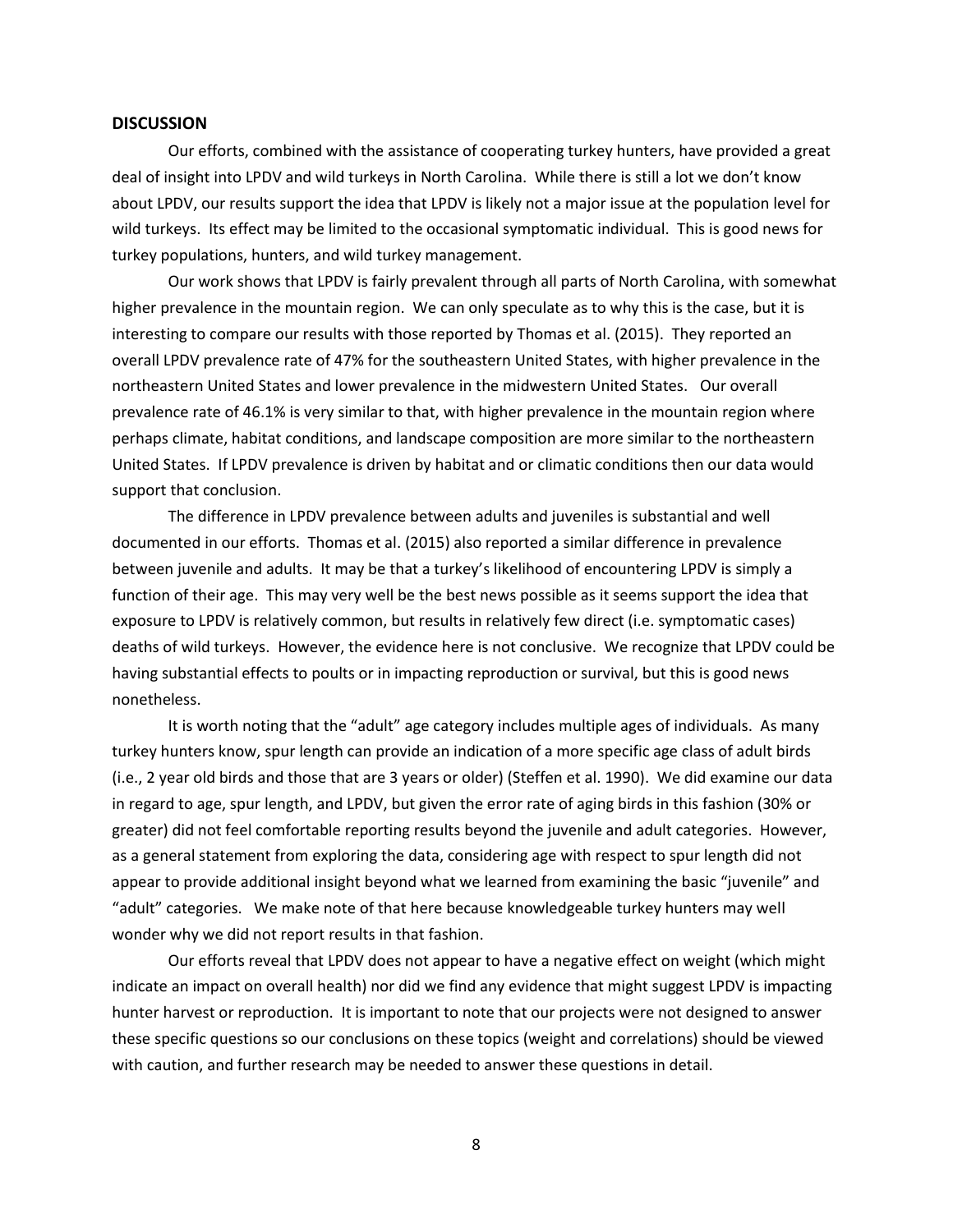## DISCUSSION

Our efforts, combined with the assistance of cooperating turkey hunters, have provided a great deal of insight into LPDV and wild turkeys in North Carolina. While there is still a lot we don't know about LPDV, our results support the idea that LPDV is likely not a major issue at the population level for wild turkeys. Its effect may be limited to the occasional symptomatic individual. This is good news for turkey populations, hunters, and wild turkey management.

Our work shows that LPDV is fairly prevalent through all parts of North Carolina, with somewhat higher prevalence in the mountain region. We can only speculate as to why this is the case, but it is interesting to compare our results with those reported by Thomas et al. (2015). They reported an overall LPDV prevalence rate of 47% for the southeastern United States, with higher prevalence in the northeastern United States and lower prevalence in the midwestern United States. Our overall prevalence rate of 46.1% is very similar to that, with higher prevalence in the mountain region where perhaps climate, habitat conditions, and landscape composition are more similar to the northeastern United States. If LPDV prevalence is driven by habitat and or climatic conditions then our data would support that conclusion.

The difference in LPDV prevalence between adults and juveniles is substantial and well documented in our efforts. Thomas et al. (2015) also reported a similar difference in prevalence between juvenile and adults. It may be that a turkey's likelihood of encountering LPDV is simply a function of their age. This may very well be the best news possible as it seems support the idea that exposure to LPDV is relatively common, but results in relatively few direct (i.e. symptomatic cases) deaths of wild turkeys. However, the evidence here is not conclusive. We recognize that LPDV could be having substantial effects to poults or in impacting reproduction or survival, but this is good news nonetheless.

It is worth noting that the "adult" age category includes multiple ages of individuals. As many turkey hunters know, spur length can provide an indication of a more specific age class of adult birds (i.e., 2 year old birds and those that are 3 years or older) (Steffen et al. 1990). We did examine our data in regard to age, spur length, and LPDV, but given the error rate of aging birds in this fashion (30% or greater) did not feel comfortable reporting results beyond the juvenile and adult categories. However, as a general statement from exploring the data, considering age with respect to spur length did not appear to provide additional insight beyond what we learned from examining the basic "juvenile" and "adult" categories. We make note of that here because knowledgeable turkey hunters may well wonder why we did not report results in that fashion.

Our efforts reveal that LPDV does not appear to have a negative effect on weight (which might indicate an impact on overall health) nor did we find any evidence that might suggest LPDV is impacting hunter harvest or reproduction. It is important to note that our projects were not designed to answer these specific questions so our conclusions on these topics (weight and correlations) should be viewed with caution, and further research may be needed to answer these questions in detail.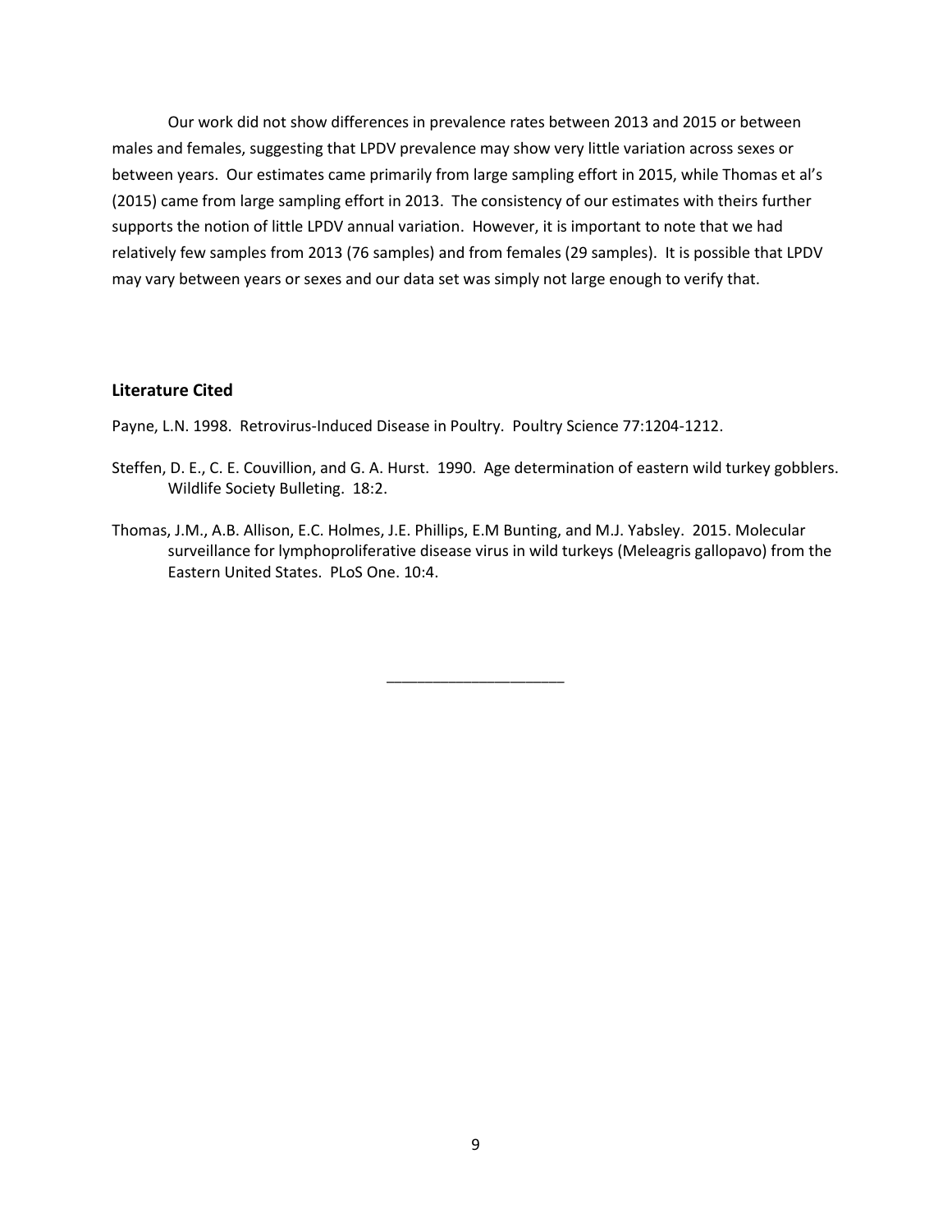Our work did not show differences in prevalence rates between 2013 and 2015 or between males and females, suggesting that LPDV prevalence may show very little variation across sexes or between years. Our estimates came primarily from large sampling effort in 2015, while Thomas et al's (2015) came from large sampling effort in 2013. The consistency of our estimates with theirs further supports the notion of little LPDV annual variation. However, it is important to note that we had relatively few samples from 2013 (76 samples) and from females (29 samples). It is possible that LPDV may vary between years or sexes and our data set was simply not large enough to verify that.

## Literature Cited

Payne, L.N. 1998. Retrovirus-Induced Disease in Poultry. Poultry Science 77:1204-1212.

Steffen, D. E., C. E. Couvillion, and G. A. Hurst. 1990. Age determination of eastern wild turkey gobblers. Wildlife Society Bulleting. 18:2.

Thomas, J.M., A.B. Allison, E.C. Holmes, J.E. Phillips, E.M Bunting, and M.J. Yabsley. 2015. Molecular surveillance for lymphoproliferative disease virus in wild turkeys (Meleagris gallopavo) from the Eastern United States. PLoS One. 10:4.

\_\_\_\_\_\_\_\_\_\_\_\_\_\_\_\_\_\_\_\_\_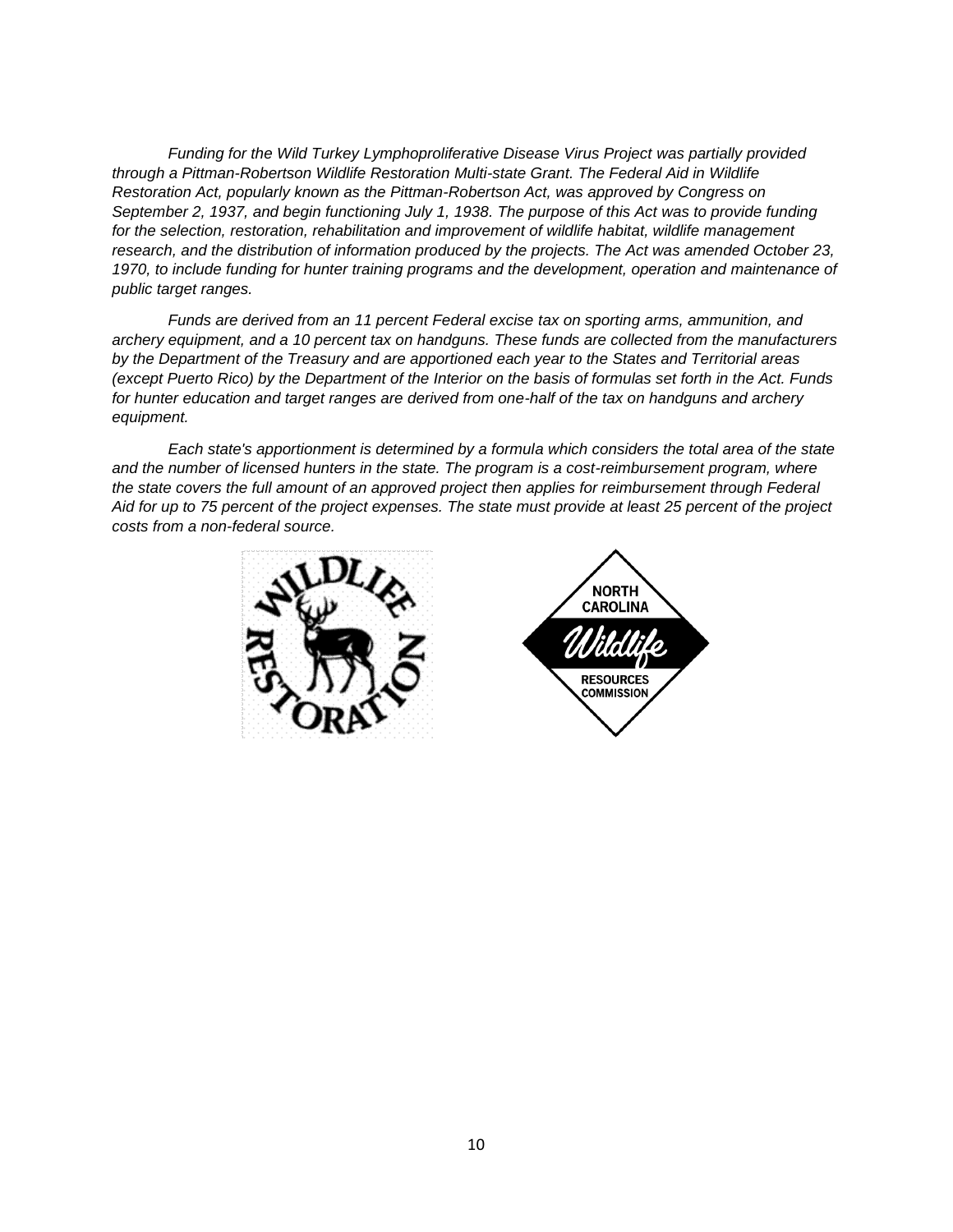*Funding for the Wild Turkey Lymphoproliferative Disease Virus Project was partially provided through a Pittman-Robertson Wildlife Restoration Multi-state Grant. The Federal Aid in Wildlife Restoration Act, popularly known as the Pittman-Robertson Act, was approved by Congress on September 2, 1937, and begin functioning July 1, 1938. The purpose of this Act was to provide funding for the selection, restoration, rehabilitation and improvement of wildlife habitat, wildlife management research, and the distribution of information produced by the projects. The Act was amended October 23, 1970, to include funding for hunter training programs and the development, operation and maintenance of public target ranges.*

*Funds are derived from an 11 percent Federal excise tax on sporting arms, ammunition, and archery equipment, and a 10 percent tax on handguns. These funds are collected from the manufacturers by the Department of the Treasury and are apportioned each year to the States and Territorial areas (except Puerto Rico) by the Department of the Interior on the basis of formulas set forth in the Act. Funds for hunter education and target ranges are derived from one-half of the tax on handguns and archery equipment.*

*Each state's apportionment is determined by a formula which considers the total area of the state and the number of licensed hunters in the state. The program is a cost-reimbursement program, where the state covers the full amount of an approved project then applies for reimbursement through Federal Aid for up to 75 percent of the project expenses. The state must provide at least 25 percent of the project costs from a non-federal source.*